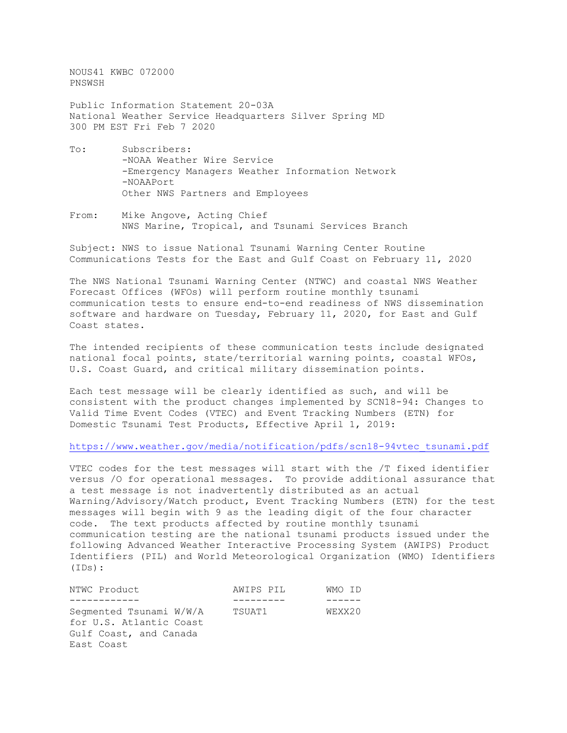NOUS41 KWBC 072000
PNSWSH

Public Information Statement 20-03A
National Weather Service Headquarters Silver Spring MD
300 PM EST Fri Feb 7 2020

To: Subscribers:
- -NOAA Weather Wire Service
- -Emergency Managers Weather Information Network
- -NOAAPort
- Other NWS Partners and Employees

From: Mike Angove, Acting Chief
NWS Marine, Tropical, and Tsunami Services Branch

Subject: NWS to issue National Tsunami Warning Center Routine Communications Tests for the East and Gulf Coast on February 11, 2020

The NWS National Tsunami Warning Center (NTWC) and coastal NWS Weather Forecast Offices (WFOs) will perform routine monthly tsunami communication tests to ensure end-to-end readiness of NWS dissemination software and hardware on Tuesday, February 11, 2020, for East and Gulf Coast states.

The intended recipients of these communication tests include designated national focal points, state/territorial warning points, coastal WFOs, U.S. Coast Guard, and critical military dissemination points.

Each test message will be clearly identified as such, and will be consistent with the product changes implemented by SCN18-94: Changes to Valid Time Event Codes (VTEC) and Event Tracking Numbers (ETN) for Domestic Tsunami Test Products, Effective April 1, 2019:

https://www.weather.gov/media/notification/pdfs/scn18-94vtec_tsunami.pdf

VTEC codes for the test messages will start with the /T fixed identifier versus /O for operational messages. To provide additional assurance that a test message is not inadvertently distributed as an actual Warning/Advisory/Watch product, Event Tracking Numbers (ETN) for the test messages will begin with 9 as the leading digit of the four character code. The text products affected by routine monthly tsunami communication testing are the national tsunami products issued under the following Advanced Weather Interactive Processing System (AWIPS) Product Identifiers (PIL) and World Meteorological Organization (WMO) Identifiers (IDs):

| NTWC Product | AWIPS PIL | WMO ID |
|---|---|---|
| Segmented Tsunami W/W/A for U.S. Atlantic Coast Gulf Coast, and Canada East Coast | TSUAT1 | WEXX20 |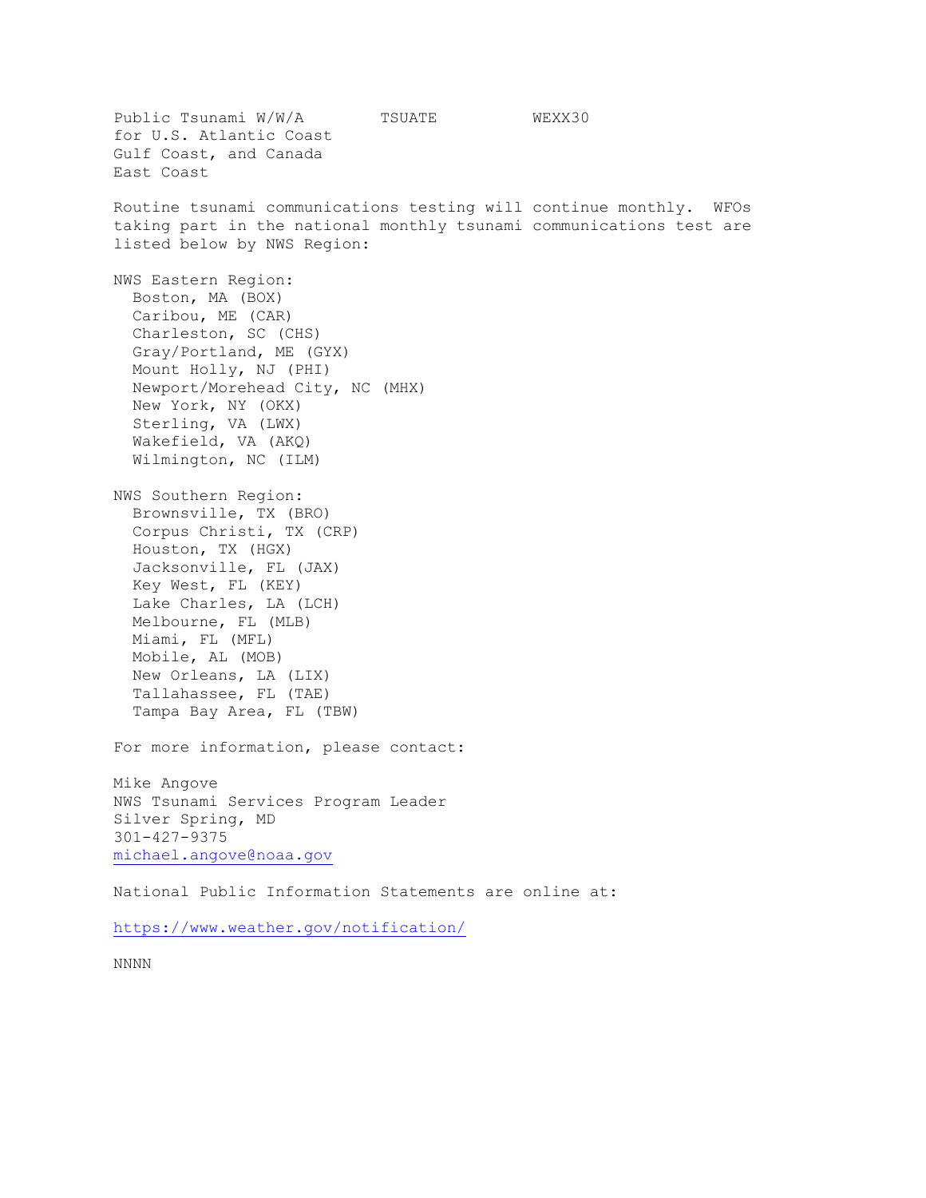Public Tsunami W/W/A        TSUATE          WEXX30
for U.S. Atlantic Coast
Gulf Coast, and Canada
East Coast

Routine tsunami communications testing will continue monthly. WFOs taking part in the national monthly tsunami communications test are listed below by NWS Region:

NWS Eastern Region:
- Boston, MA (BOX)
- Caribou, ME (CAR)
- Charleston, SC (CHS)
- Gray/Portland, ME (GYX)
- Mount Holly, NJ (PHI)
- Newport/Morehead City, NC (MHX)
- New York, NY (OKX)
- Sterling, VA (LWX)
- Wakefield, VA (AKQ)
- Wilmington, NC (ILM)

NWS Southern Region:
- Brownsville, TX (BRO)
- Corpus Christi, TX (CRP)
- Houston, TX (HGX)
- Jacksonville, FL (JAX)
- Key West, FL (KEY)
- Lake Charles, LA (LCH)
- Melbourne, FL (MLB)
- Miami, FL (MFL)
- Mobile, AL (MOB)
- New Orleans, LA (LIX)
- Tallahassee, FL (TAE)
- Tampa Bay Area, FL (TBW)

For more information, please contact:

Mike Angove
NWS Tsunami Services Program Leader
Silver Spring, MD
301-427-9375
michael.angove@noaa.gov

National Public Information Statements are online at:

https://www.weather.gov/notification/

NNNN